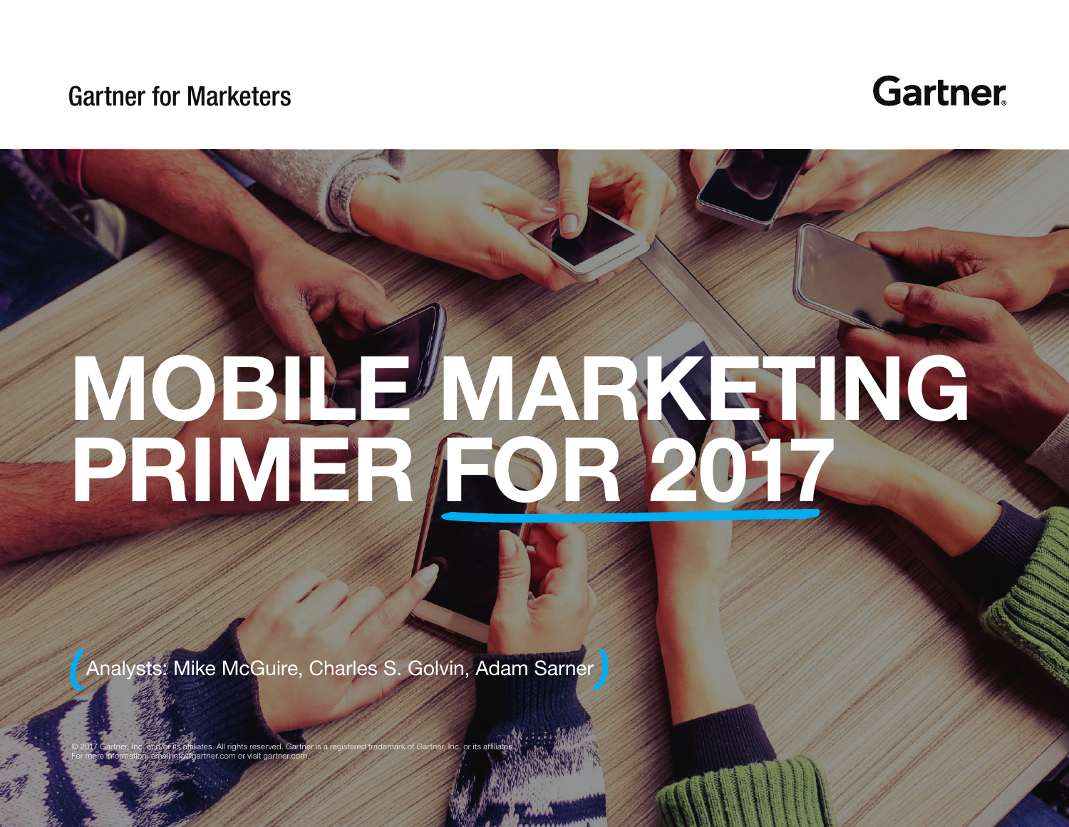Gartner for Marketers

Gartner

# MOBILE MARKETING PRIMER FOR 2017

Analysts: Mike McGuire, Charles S. Golvin, Adam Sarner

© 2017 Gartner, Inc. and/or its affiliates. All rights reserved. Gartner is a registered trademark of Gartner, Inc. or its affiliates. For more information, email info@gartner.com or visit gartner.com.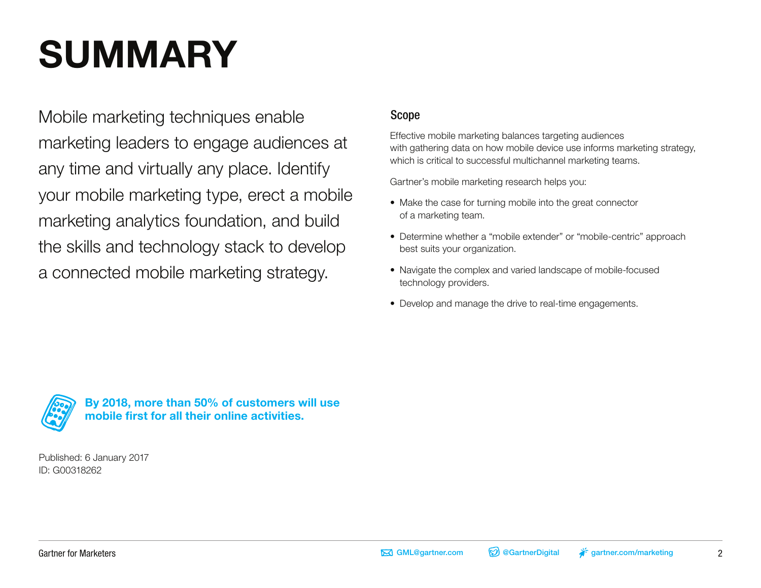# SUMMARY

Mobile marketing techniques enable marketing leaders to engage audiences at any time and virtually any place. Identify your mobile marketing type, erect a mobile marketing analytics foundation, and build the skills and technology stack to develop a connected mobile marketing strategy.

**By 2018, more than 50% of customers will use mobile first for all their online activities.**

Published: 6 January 2017
ID: G00318262

## Scope

Effective mobile marketing balances targeting audiences with gathering data on how mobile device use informs marketing strategy, which is critical to successful multichannel marketing teams.

Gartner's mobile marketing research helps you:

- Make the case for turning mobile into the great connector of a marketing team.
- Determine whether a "mobile extender" or "mobile-centric" approach best suits your organization.
- Navigate the complex and varied landscape of mobile-focused technology providers.
- Develop and manage the drive to real-time engagements.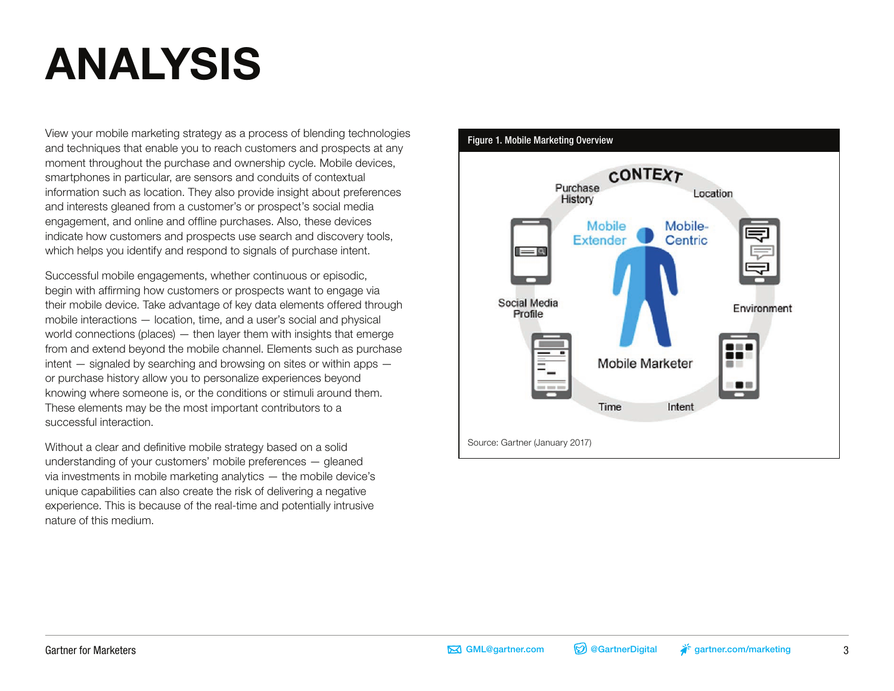# ANALYSIS

View your mobile marketing strategy as a process of blending technologies and techniques that enable you to reach customers and prospects at any moment throughout the purchase and ownership cycle. Mobile devices, smartphones in particular, are sensors and conduits of contextual information such as location. They also provide insight about preferences and interests gleaned from a customer's or prospect's social media engagement, and online and offline purchases. Also, these devices indicate how customers and prospects use search and discovery tools, which helps you identify and respond to signals of purchase intent.

Successful mobile engagements, whether continuous or episodic, begin with affirming how customers or prospects want to engage via their mobile device. Take advantage of key data elements offered through mobile interactions — location, time, and a user's social and physical world connections (places) — then layer them with insights that emerge from and extend beyond the mobile channel. Elements such as purchase intent — signaled by searching and browsing on sites or within apps — or purchase history allow you to personalize experiences beyond knowing where someone is, or the conditions or stimuli around them. These elements may be the most important contributors to a successful interaction.

Without a clear and definitive mobile strategy based on a solid understanding of your customers' mobile preferences — gleaned via investments in mobile marketing analytics — the mobile device's unique capabilities can also create the risk of delivering a negative experience. This is because of the real-time and potentially intrusive nature of this medium.

**Figure 1. Mobile Marketing Overview**

Source: Gartner (January 2017)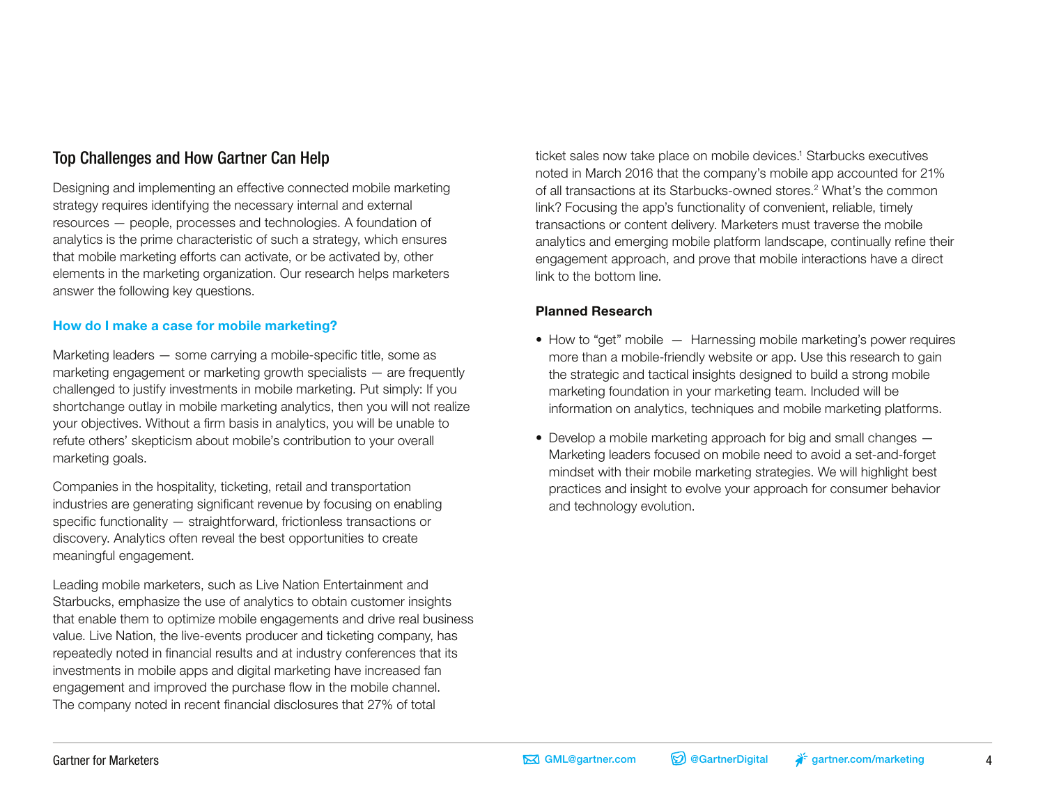## Top Challenges and How Gartner Can Help

Designing and implementing an effective connected mobile marketing strategy requires identifying the necessary internal and external resources — people, processes and technologies. A foundation of analytics is the prime characteristic of such a strategy, which ensures that mobile marketing efforts can activate, or be activated by, other elements in the marketing organization. Our research helps marketers answer the following key questions.

### How do I make a case for mobile marketing?

Marketing leaders — some carrying a mobile-specific title, some as marketing engagement or marketing growth specialists — are frequently challenged to justify investments in mobile marketing. Put simply: If you shortchange outlay in mobile marketing analytics, then you will not realize your objectives. Without a firm basis in analytics, you will be unable to refute others' skepticism about mobile's contribution to your overall marketing goals.

Companies in the hospitality, ticketing, retail and transportation industries are generating significant revenue by focusing on enabling specific functionality — straightforward, frictionless transactions or discovery. Analytics often reveal the best opportunities to create meaningful engagement.

Leading mobile marketers, such as Live Nation Entertainment and Starbucks, emphasize the use of analytics to obtain customer insights that enable them to optimize mobile engagements and drive real business value. Live Nation, the live-events producer and ticketing company, has repeatedly noted in financial results and at industry conferences that its investments in mobile apps and digital marketing have increased fan engagement and improved the purchase flow in the mobile channel. The company noted in recent financial disclosures that 27% of total ticket sales now take place on mobile devices.[1] Starbucks executives noted in March 2016 that the company's mobile app accounted for 21% of all transactions at its Starbucks-owned stores.[2] What's the common link? Focusing the app's functionality of convenient, reliable, timely transactions or content delivery. Marketers must traverse the mobile analytics and emerging mobile platform landscape, continually refine their engagement approach, and prove that mobile interactions have a direct link to the bottom line.

**Planned Research**

- How to "get" mobile — Harnessing mobile marketing's power requires more than a mobile-friendly website or app. Use this research to gain the strategic and tactical insights designed to build a strong mobile marketing foundation in your marketing team. Included will be information on analytics, techniques and mobile marketing platforms.
- Develop a mobile marketing approach for big and small changes — Marketing leaders focused on mobile need to avoid a set-and-forget mindset with their mobile marketing strategies. We will highlight best practices and insight to evolve your approach for consumer behavior and technology evolution.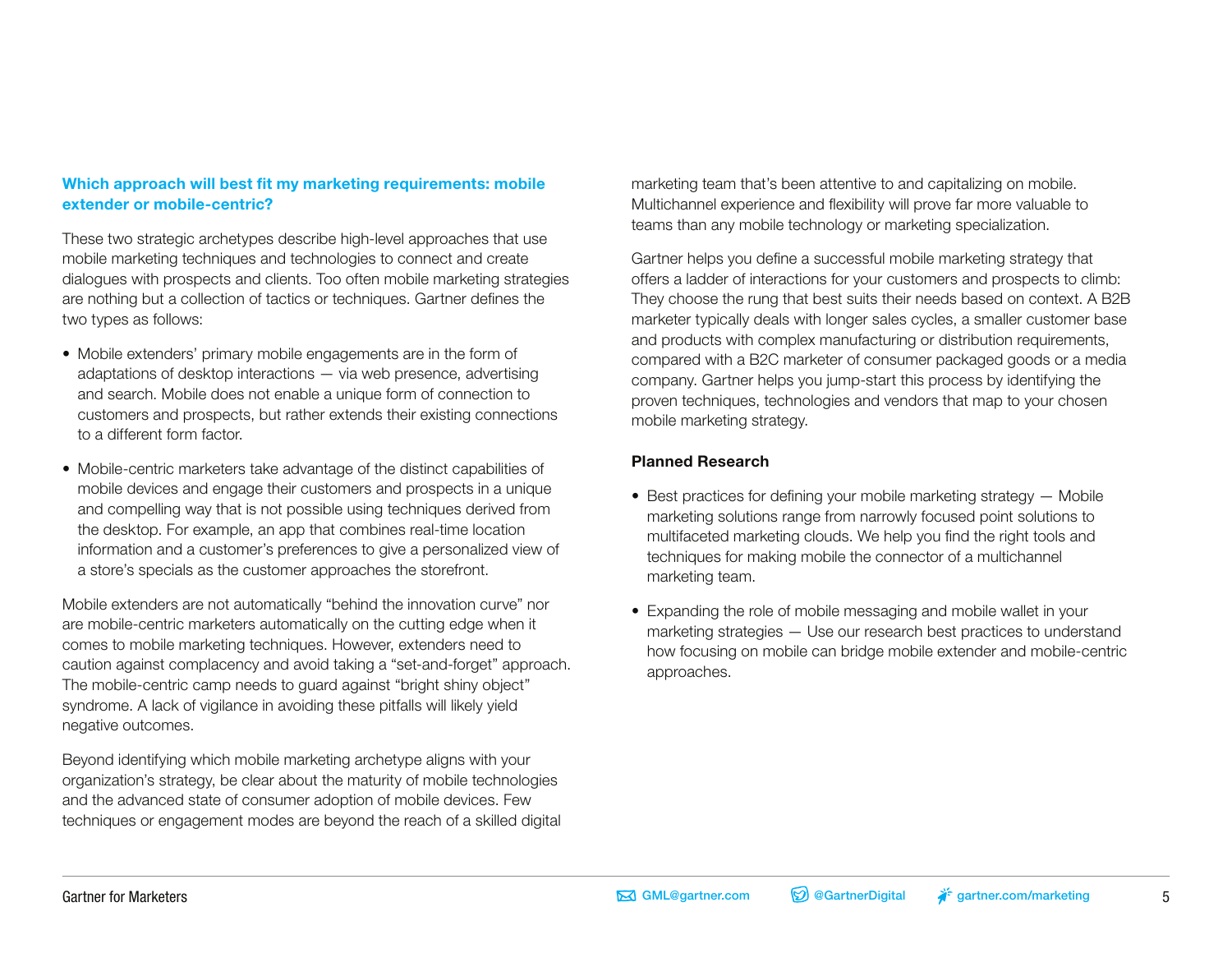### Which approach will best fit my marketing requirements: mobile extender or mobile-centric?

These two strategic archetypes describe high-level approaches that use mobile marketing techniques and technologies to connect and create dialogues with prospects and clients. Too often mobile marketing strategies are nothing but a collection of tactics or techniques. Gartner defines the two types as follows:

- Mobile extenders' primary mobile engagements are in the form of adaptations of desktop interactions — via web presence, advertising and search. Mobile does not enable a unique form of connection to customers and prospects, but rather extends their existing connections to a different form factor.
- Mobile-centric marketers take advantage of the distinct capabilities of mobile devices and engage their customers and prospects in a unique and compelling way that is not possible using techniques derived from the desktop. For example, an app that combines real-time location information and a customer's preferences to give a personalized view of a store's specials as the customer approaches the storefront.

Mobile extenders are not automatically "behind the innovation curve" nor are mobile-centric marketers automatically on the cutting edge when it comes to mobile marketing techniques. However, extenders need to caution against complacency and avoid taking a "set-and-forget" approach. The mobile-centric camp needs to guard against "bright shiny object" syndrome. A lack of vigilance in avoiding these pitfalls will likely yield negative outcomes.

Beyond identifying which mobile marketing archetype aligns with your organization's strategy, be clear about the maturity of mobile technologies and the advanced state of consumer adoption of mobile devices. Few techniques or engagement modes are beyond the reach of a skilled digital marketing team that's been attentive to and capitalizing on mobile. Multichannel experience and flexibility will prove far more valuable to teams than any mobile technology or marketing specialization.

Gartner helps you define a successful mobile marketing strategy that offers a ladder of interactions for your customers and prospects to climb: They choose the rung that best suits their needs based on context. A B2B marketer typically deals with longer sales cycles, a smaller customer base and products with complex manufacturing or distribution requirements, compared with a B2C marketer of consumer packaged goods or a media company. Gartner helps you jump-start this process by identifying the proven techniques, technologies and vendors that map to your chosen mobile marketing strategy.

**Planned Research**

- Best practices for defining your mobile marketing strategy — Mobile marketing solutions range from narrowly focused point solutions to multifaceted marketing clouds. We help you find the right tools and techniques for making mobile the connector of a multichannel marketing team.
- Expanding the role of mobile messaging and mobile wallet in your marketing strategies — Use our research best practices to understand how focusing on mobile can bridge mobile extender and mobile-centric approaches.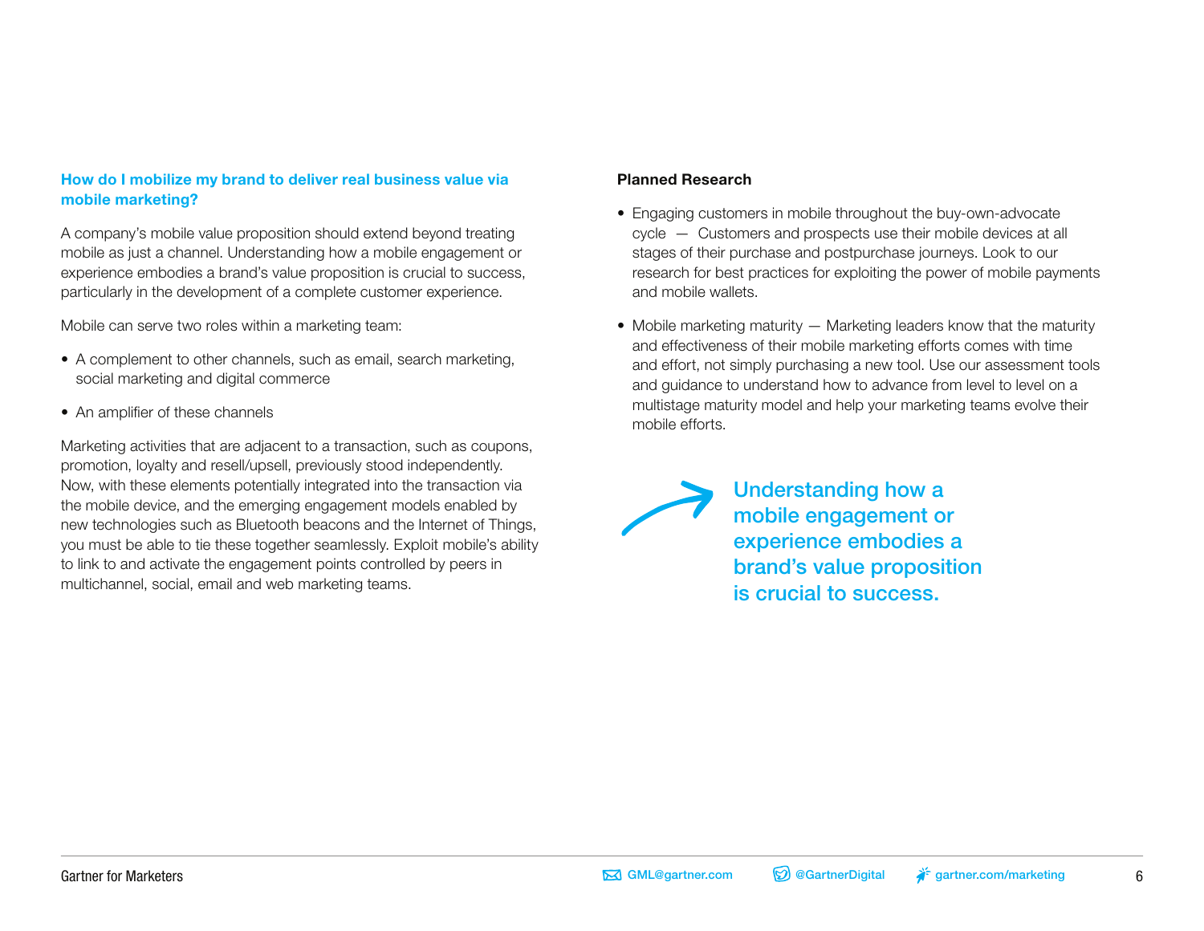### How do I mobilize my brand to deliver real business value via mobile marketing?

A company's mobile value proposition should extend beyond treating mobile as just a channel. Understanding how a mobile engagement or experience embodies a brand's value proposition is crucial to success, particularly in the development of a complete customer experience.

Mobile can serve two roles within a marketing team:

- A complement to other channels, such as email, search marketing, social marketing and digital commerce
- An amplifier of these channels

Marketing activities that are adjacent to a transaction, such as coupons, promotion, loyalty and resell/upsell, previously stood independently. Now, with these elements potentially integrated into the transaction via the mobile device, and the emerging engagement models enabled by new technologies such as Bluetooth beacons and the Internet of Things, you must be able to tie these together seamlessly. Exploit mobile's ability to link to and activate the engagement points controlled by peers in multichannel, social, email and web marketing teams.

**Planned Research**

- Engaging customers in mobile throughout the buy-own-advocate cycle — Customers and prospects use their mobile devices at all stages of their purchase and postpurchase journeys. Look to our research for best practices for exploiting the power of mobile payments and mobile wallets.
- Mobile marketing maturity — Marketing leaders know that the maturity and effectiveness of their mobile marketing efforts comes with time and effort, not simply purchasing a new tool. Use our assessment tools and guidance to understand how to advance from level to level on a multistage maturity model and help your marketing teams evolve their mobile efforts.

**Understanding how a mobile engagement or experience embodies a brand's value proposition is crucial to success.**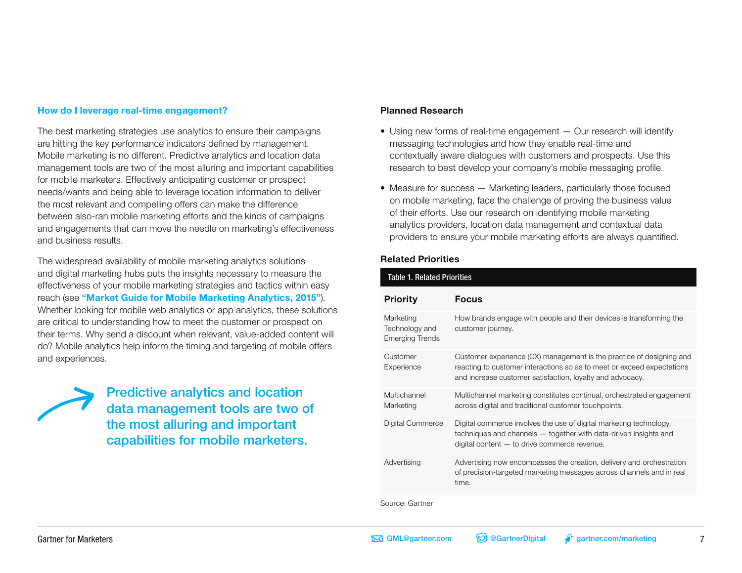### How do I leverage real-time engagement?

The best marketing strategies use analytics to ensure their campaigns are hitting the key performance indicators defined by management. Mobile marketing is no different. Predictive analytics and location data management tools are two of the most alluring and important capabilities for mobile marketers. Effectively anticipating customer or prospect needs/wants and being able to leverage location information to deliver the most relevant and compelling offers can make the difference between also-ran mobile marketing efforts and the kinds of campaigns and engagements that can move the needle on marketing's effectiveness and business results.

The widespread availability of mobile marketing analytics solutions and digital marketing hubs puts the insights necessary to measure the effectiveness of your mobile marketing strategies and tactics within easy reach (see **"Market Guide for Mobile Marketing Analytics, 2015"**). Whether looking for mobile web analytics or app analytics, these solutions are critical to understanding how to meet the customer or prospect on their terms. Why send a discount when relevant, value-added content will do? Mobile analytics help inform the timing and targeting of mobile offers and experiences.

> Predictive analytics and location data management tools are two of the most alluring and important capabilities for mobile marketers.

### Planned Research

- Using new forms of real-time engagement — Our research will identify messaging technologies and how they enable real-time and contextually aware dialogues with customers and prospects. Use this research to best develop your company's mobile messaging profile.
- Measure for success — Marketing leaders, particularly those focused on mobile marketing, face the challenge of proving the business value of their efforts. Use our research on identifying mobile marketing analytics providers, location data management and contextual data providers to ensure your mobile marketing efforts are always quantified.

### Related Priorities

Table 1. Related Priorities

| Priority | Focus |
|---|---|
| Marketing Technology and Emerging Trends | How brands engage with people and their devices is transforming the customer journey. |
| Customer Experience | Customer experience (CX) management is the practice of designing and reacting to customer interactions so as to meet or exceed expectations and increase customer satisfaction, loyalty and advocacy. |
| Multichannel Marketing | Multichannel marketing constitutes continual, orchestrated engagement across digital and traditional customer touchpoints. |
| Digital Commerce | Digital commerce involves the use of digital marketing technology, techniques and channels — together with data-driven insights and digital content — to drive commerce revenue. |
| Advertising | Advertising now encompasses the creation, delivery and orchestration of precision-targeted marketing messages across channels and in real time. |

Source: Gartner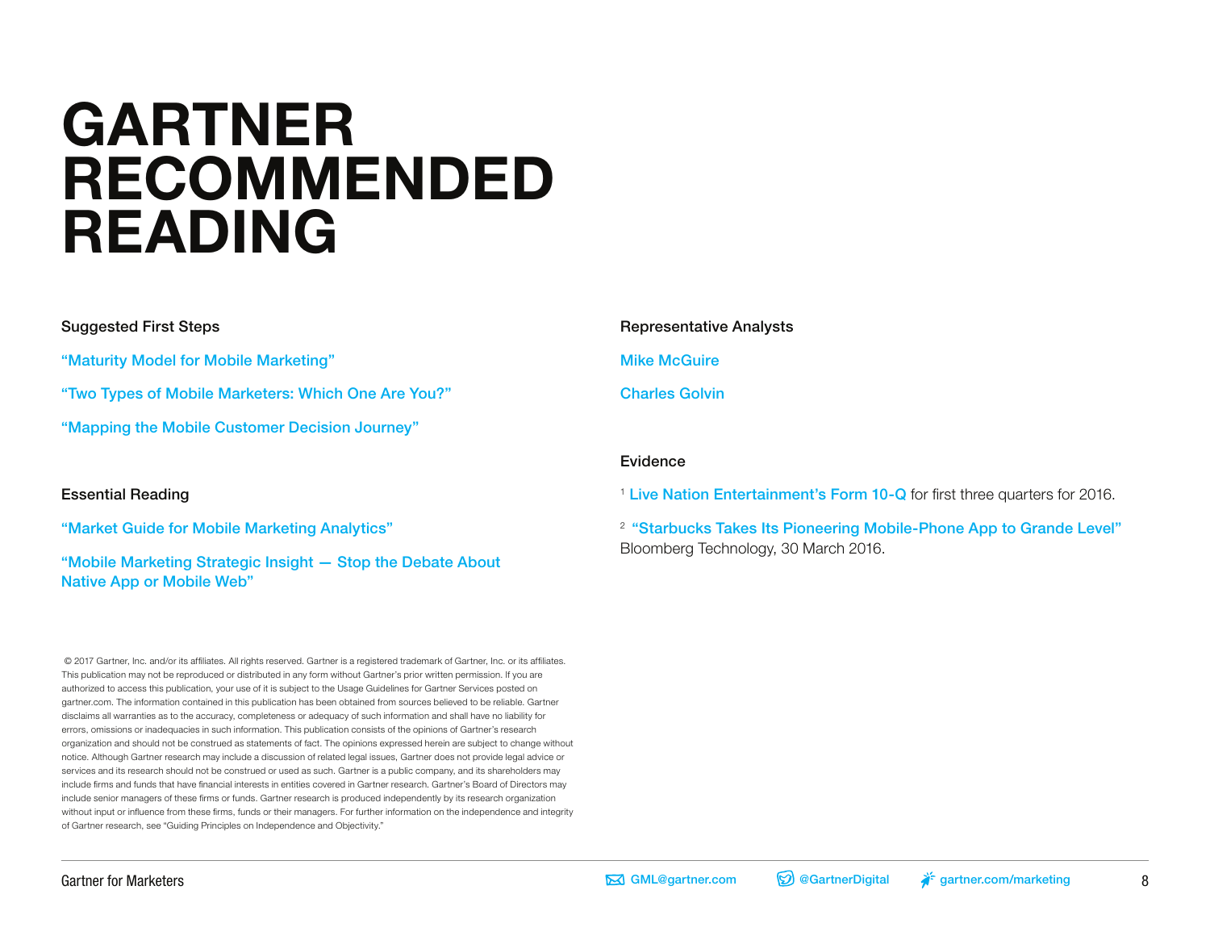# GARTNER RECOMMENDED READING

## Suggested First Steps

"Maturity Model for Mobile Marketing"

"Two Types of Mobile Marketers: Which One Are You?"

"Mapping the Mobile Customer Decision Journey"

## Essential Reading

"Market Guide for Mobile Marketing Analytics"

"Mobile Marketing Strategic Insight — Stop the Debate About Native App or Mobile Web"

## Representative Analysts

Mike McGuire

Charles Golvin

## Evidence

[1] Live Nation Entertainment's Form 10-Q for first three quarters for 2016.

[2] "Starbucks Takes Its Pioneering Mobile-Phone App to Grande Level" Bloomberg Technology, 30 March 2016.

© 2017 Gartner, Inc. and/or its affiliates. All rights reserved. Gartner is a registered trademark of Gartner, Inc. or its affiliates. This publication may not be reproduced or distributed in any form without Gartner's prior written permission. If you are authorized to access this publication, your use of it is subject to the Usage Guidelines for Gartner Services posted on gartner.com. The information contained in this publication has been obtained from sources believed to be reliable. Gartner disclaims all warranties as to the accuracy, completeness or adequacy of such information and shall have no liability for errors, omissions or inadequacies in such information. This publication consists of the opinions of Gartner's research organization and should not be construed as statements of fact. The opinions expressed herein are subject to change without notice. Although Gartner research may include a discussion of related legal issues, Gartner does not provide legal advice or services and its research should not be construed or used as such. Gartner is a public company, and its shareholders may include firms and funds that have financial interests in entities covered in Gartner research. Gartner's Board of Directors may include senior managers of these firms or funds. Gartner research is produced independently by its research organization without input or influence from these firms, funds or their managers. For further information on the independence and integrity of Gartner research, see "Guiding Principles on Independence and Objectivity."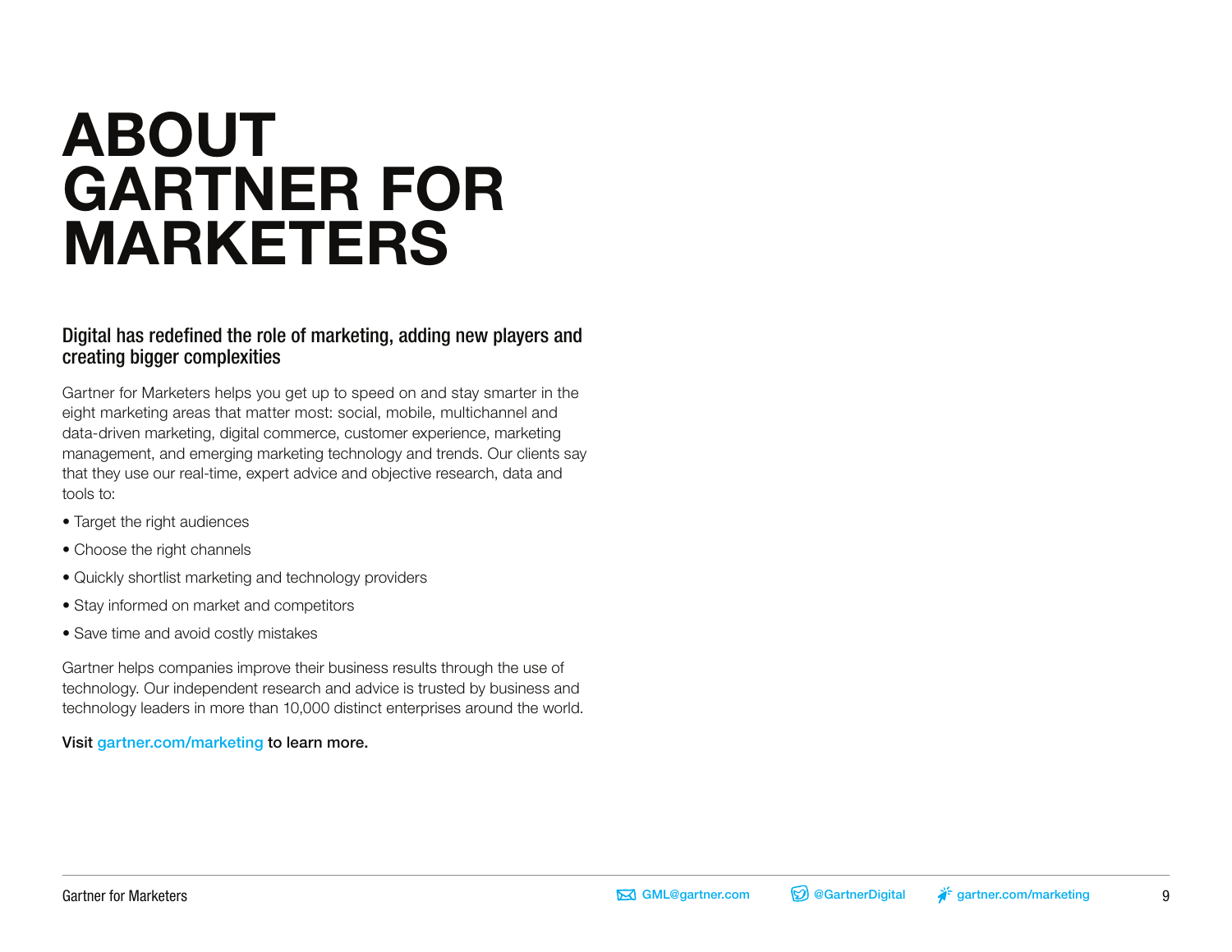# ABOUT GARTNER FOR MARKETERS

## Digital has redefined the role of marketing, adding new players and creating bigger complexities

Gartner for Marketers helps you get up to speed on and stay smarter in the eight marketing areas that matter most: social, mobile, multichannel and data-driven marketing, digital commerce, customer experience, marketing management, and emerging marketing technology and trends. Our clients say that they use our real-time, expert advice and objective research, data and tools to:

- Target the right audiences
- Choose the right channels
- Quickly shortlist marketing and technology providers
- Stay informed on market and competitors
- Save time and avoid costly mistakes

Gartner helps companies improve their business results through the use of technology. Our independent research and advice is trusted by business and technology leaders in more than 10,000 distinct enterprises around the world.

**Visit gartner.com/marketing to learn more.**